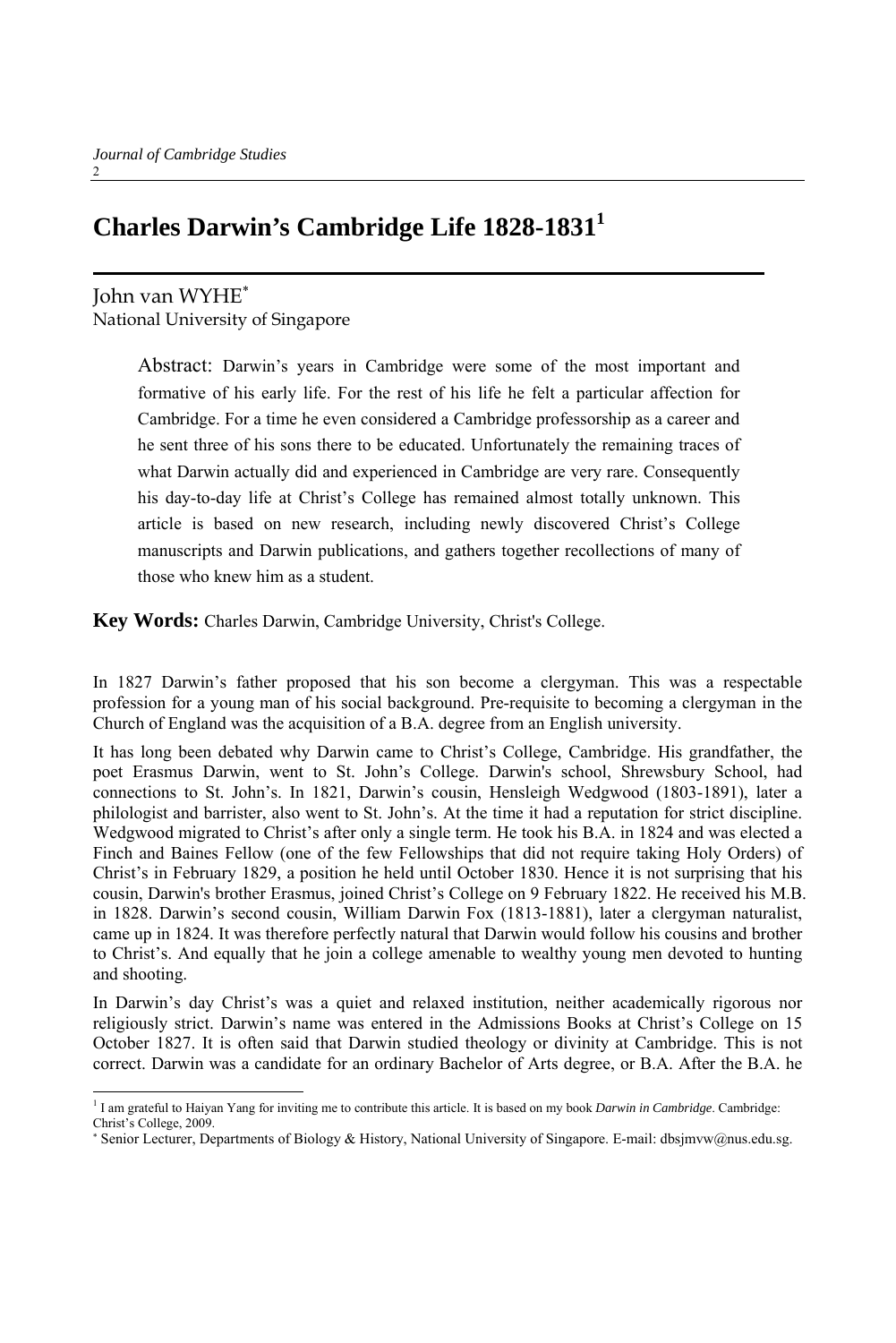# Charles Darwin's Cambridge Life 1828-1831[1]

John van WYHE[*]
National University of Singapore

> Abstract: Darwin's years in Cambridge were some of the most important and formative of his early life. For the rest of his life he felt a particular affection for Cambridge. For a time he even considered a Cambridge professorship as a career and he sent three of his sons there to be educated. Unfortunately the remaining traces of what Darwin actually did and experienced in Cambridge are very rare. Consequently his day-to-day life at Christ's College has remained almost totally unknown. This article is based on new research, including newly discovered Christ's College manuscripts and Darwin publications, and gathers together recollections of many of those who knew him as a student.

**Key Words:** Charles Darwin, Cambridge University, Christ's College.

In 1827 Darwin's father proposed that his son become a clergyman. This was a respectable profession for a young man of his social background. Pre-requisite to becoming a clergyman in the Church of England was the acquisition of a B.A. degree from an English university.

It has long been debated why Darwin came to Christ's College, Cambridge. His grandfather, the poet Erasmus Darwin, went to St. John's College. Darwin's school, Shrewsbury School, had connections to St. John's. In 1821, Darwin's cousin, Hensleigh Wedgwood (1803-1891), later a philologist and barrister, also went to St. John's. At the time it had a reputation for strict discipline. Wedgwood migrated to Christ's after only a single term. He took his B.A. in 1824 and was elected a Finch and Baines Fellow (one of the few Fellowships that did not require taking Holy Orders) of Christ's in February 1829, a position he held until October 1830. Hence it is not surprising that his cousin, Darwin's brother Erasmus, joined Christ's College on 9 February 1822. He received his M.B. in 1828. Darwin's second cousin, William Darwin Fox (1813-1881), later a clergyman naturalist, came up in 1824. It was therefore perfectly natural that Darwin would follow his cousins and brother to Christ's. And equally that he join a college amenable to wealthy young men devoted to hunting and shooting.

In Darwin's day Christ's was a quiet and relaxed institution, neither academically rigorous nor religiously strict. Darwin's name was entered in the Admissions Books at Christ's College on 15 October 1827. It is often said that Darwin studied theology or divinity at Cambridge. This is not correct. Darwin was a candidate for an ordinary Bachelor of Arts degree, or B.A. After the B.A. he

---

[1] I am grateful to Haiyan Yang for inviting me to contribute this article. It is based on my book *Darwin in Cambridge*. Cambridge: Christ's College, 2009.

[*] Senior Lecturer, Departments of Biology & History, National University of Singapore. E-mail: dbsjmvw@nus.edu.sg.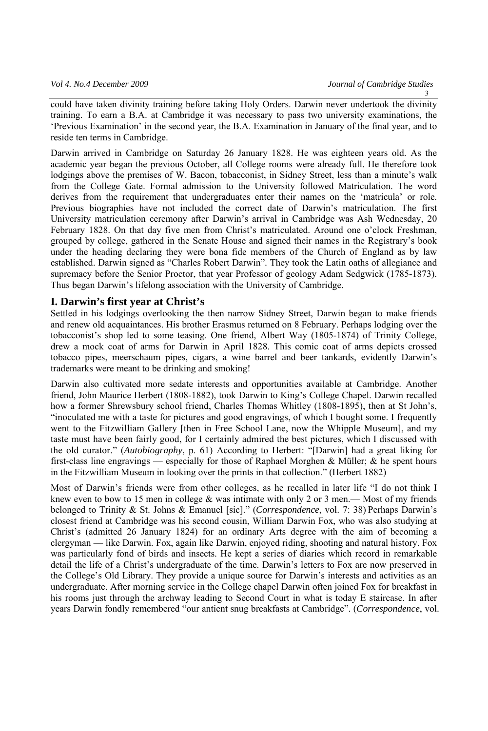could have taken divinity training before taking Holy Orders. Darwin never undertook the divinity training. To earn a B.A. at Cambridge it was necessary to pass two university examinations, the 'Previous Examination' in the second year, the B.A. Examination in January of the final year, and to reside ten terms in Cambridge.

Darwin arrived in Cambridge on Saturday 26 January 1828. He was eighteen years old. As the academic year began the previous October, all College rooms were already full. He therefore took lodgings above the premises of W. Bacon, tobacconist, in Sidney Street, less than a minute's walk from the College Gate. Formal admission to the University followed Matriculation. The word derives from the requirement that undergraduates enter their names on the 'matricula' or role. Previous biographies have not included the correct date of Darwin's matriculation. The first University matriculation ceremony after Darwin's arrival in Cambridge was Ash Wednesday, 20 February 1828. On that day five men from Christ's matriculated. Around one o'clock Freshman, grouped by college, gathered in the Senate House and signed their names in the Registrary's book under the heading declaring they were bona fide members of the Church of England as by law established. Darwin signed as "Charles Robert Darwin". They took the Latin oaths of allegiance and supremacy before the Senior Proctor, that year Professor of geology Adam Sedgwick (1785-1873). Thus began Darwin's lifelong association with the University of Cambridge.

## I. Darwin's first year at Christ's

Settled in his lodgings overlooking the then narrow Sidney Street, Darwin began to make friends and renew old acquaintances. His brother Erasmus returned on 8 February. Perhaps lodging over the tobacconist's shop led to some teasing. One friend, Albert Way (1805-1874) of Trinity College, drew a mock coat of arms for Darwin in April 1828. This comic coat of arms depicts crossed tobacco pipes, meerschaum pipes, cigars, a wine barrel and beer tankards, evidently Darwin's trademarks were meant to be drinking and smoking!

Darwin also cultivated more sedate interests and opportunities available at Cambridge. Another friend, John Maurice Herbert (1808-1882), took Darwin to King's College Chapel. Darwin recalled how a former Shrewsbury school friend, Charles Thomas Whitley (1808-1895), then at St John's, "inoculated me with a taste for pictures and good engravings, of which I bought some. I frequently went to the Fitzwilliam Gallery [then in Free School Lane, now the Whipple Museum], and my taste must have been fairly good, for I certainly admired the best pictures, which I discussed with the old curator." (*Autobiography*, p. 61) According to Herbert: "[Darwin] had a great liking for first-class line engravings — especially for those of Raphael Morghen & Müller; & he spent hours in the Fitzwilliam Museum in looking over the prints in that collection." (Herbert 1882)

Most of Darwin's friends were from other colleges, as he recalled in later life "I do not think I knew even to bow to 15 men in college & was intimate with only 2 or 3 men.— Most of my friends belonged to Trinity & St. Johns & Emanuel [sic]." (*Correspondence*, vol. 7: 38) Perhaps Darwin's closest friend at Cambridge was his second cousin, William Darwin Fox, who was also studying at Christ's (admitted 26 January 1824) for an ordinary Arts degree with the aim of becoming a clergyman — like Darwin. Fox, again like Darwin, enjoyed riding, shooting and natural history. Fox was particularly fond of birds and insects. He kept a series of diaries which record in remarkable detail the life of a Christ's undergraduate of the time. Darwin's letters to Fox are now preserved in the College's Old Library. They provide a unique source for Darwin's interests and activities as an undergraduate. After morning service in the College chapel Darwin often joined Fox for breakfast in his rooms just through the archway leading to Second Court in what is today E staircase. In after years Darwin fondly remembered "our antient snug breakfasts at Cambridge". (*Correspondence*, vol.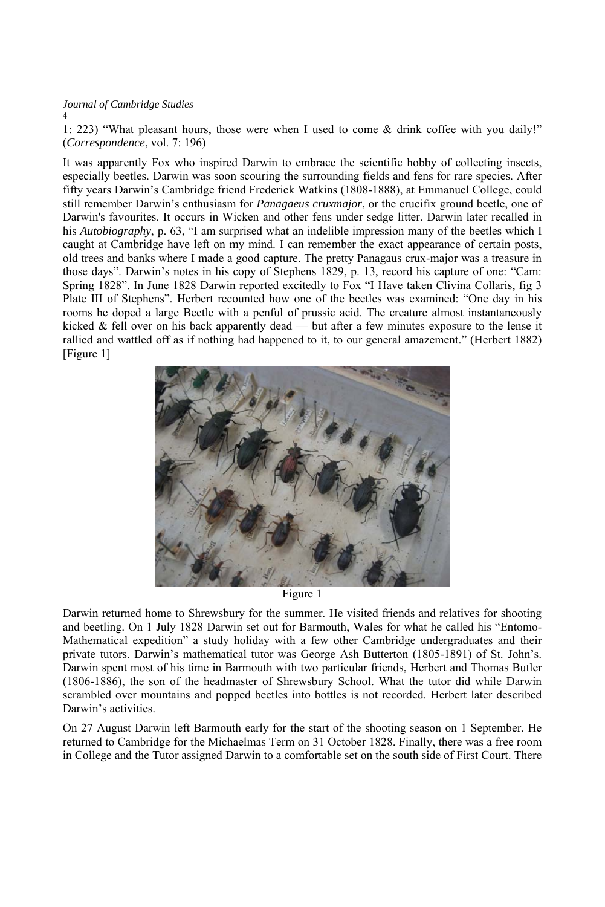1: 223) “What pleasant hours, those were when I used to come & drink coffee with you daily!” (*Correspondence*, vol. 7: 196)

It was apparently Fox who inspired Darwin to embrace the scientific hobby of collecting insects, especially beetles. Darwin was soon scouring the surrounding fields and fens for rare species. After fifty years Darwin’s Cambridge friend Frederick Watkins (1808-1888), at Emmanuel College, could still remember Darwin’s enthusiasm for *Panagaeus cruxmajor*, or the crucifix ground beetle, one of Darwin's favourites. It occurs in Wicken and other fens under sedge litter. Darwin later recalled in his *Autobiography*, p. 63, “I am surprised what an indelible impression many of the beetles which I caught at Cambridge have left on my mind. I can remember the exact appearance of certain posts, old trees and banks where I made a good capture. The pretty Panagaus crux-major was a treasure in those days”. Darwin’s notes in his copy of Stephens 1829, p. 13, record his capture of one: “Cam: Spring 1828”. In June 1828 Darwin reported excitedly to Fox “I Have taken Clivina Collaris, fig 3 Plate III of Stephens”. Herbert recounted how one of the beetles was examined: “One day in his rooms he doped a large Beetle with a penful of prussic acid. The creature almost instantaneously kicked & fell over on his back apparently dead — but after a few minutes exposure to the lense it rallied and wattled off as if nothing had happened to it, to our general amazement.” (Herbert 1882) [Figure 1]

Figure 1

Darwin returned home to Shrewsbury for the summer. He visited friends and relatives for shooting and beetling. On 1 July 1828 Darwin set out for Barmouth, Wales for what he called his “Entomo-Mathematical expedition” a study holiday with a few other Cambridge undergraduates and their private tutors. Darwin’s mathematical tutor was George Ash Butterton (1805-1891) of St. John’s. Darwin spent most of his time in Barmouth with two particular friends, Herbert and Thomas Butler (1806-1886), the son of the headmaster of Shrewsbury School. What the tutor did while Darwin scrambled over mountains and popped beetles into bottles is not recorded. Herbert later described Darwin’s activities.

On 27 August Darwin left Barmouth early for the start of the shooting season on 1 September. He returned to Cambridge for the Michaelmas Term on 31 October 1828. Finally, there was a free room in College and the Tutor assigned Darwin to a comfortable set on the south side of First Court. There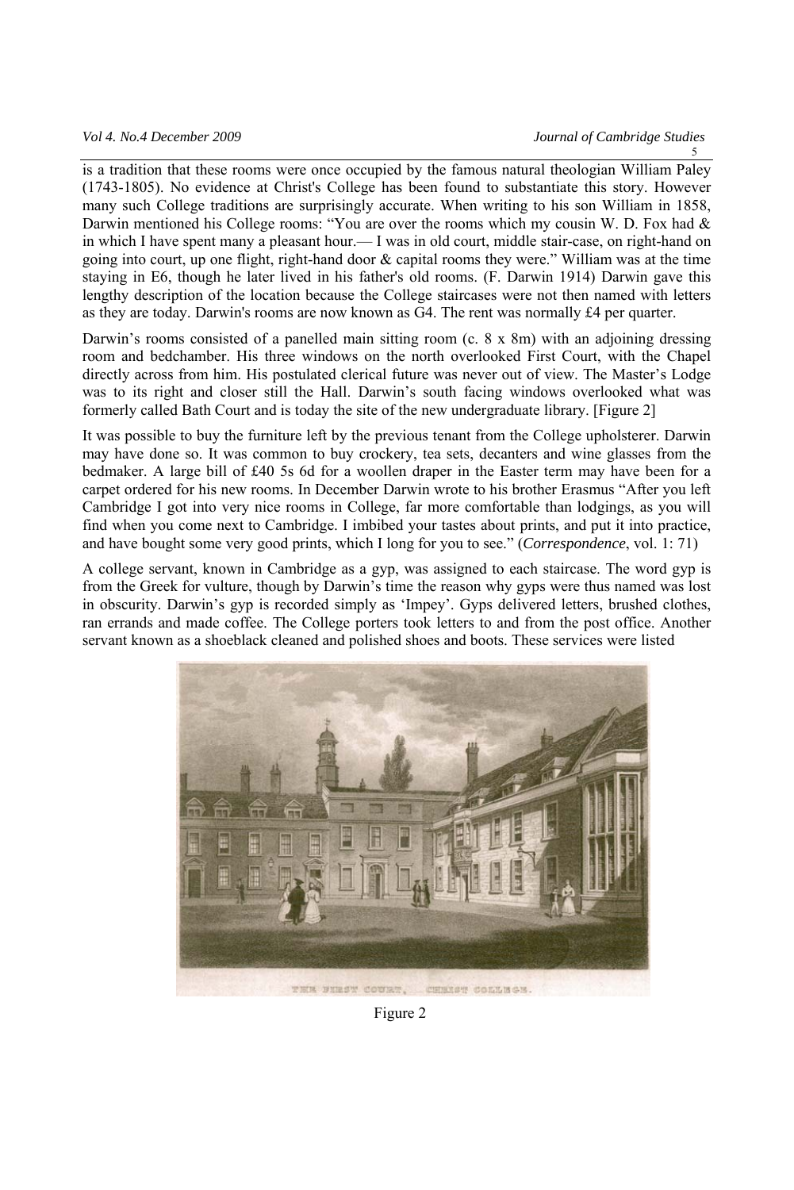is a tradition that these rooms were once occupied by the famous natural theologian William Paley (1743-1805). No evidence at Christ's College has been found to substantiate this story. However many such College traditions are surprisingly accurate. When writing to his son William in 1858, Darwin mentioned his College rooms: "You are over the rooms which my cousin W. D. Fox had & in which I have spent many a pleasant hour.— I was in old court, middle stair-case, on right-hand on going into court, up one flight, right-hand door & capital rooms they were." William was at the time staying in E6, though he later lived in his father's old rooms. (F. Darwin 1914) Darwin gave this lengthy description of the location because the College staircases were not then named with letters as they are today. Darwin's rooms are now known as G4. The rent was normally £4 per quarter.

Darwin's rooms consisted of a panelled main sitting room (c. 8 x 8m) with an adjoining dressing room and bedchamber. His three windows on the north overlooked First Court, with the Chapel directly across from him. His postulated clerical future was never out of view. The Master's Lodge was to its right and closer still the Hall. Darwin's south facing windows overlooked what was formerly called Bath Court and is today the site of the new undergraduate library. [Figure 2]

It was possible to buy the furniture left by the previous tenant from the College upholsterer. Darwin may have done so. It was common to buy crockery, tea sets, decanters and wine glasses from the bedmaker. A large bill of £40 5s 6d for a woollen draper in the Easter term may have been for a carpet ordered for his new rooms. In December Darwin wrote to his brother Erasmus "After you left Cambridge I got into very nice rooms in College, far more comfortable than lodgings, as you will find when you come next to Cambridge. I imbibed your tastes about prints, and put it into practice, and have bought some very good prints, which I long for you to see." (*Correspondence*, vol. 1: 71)

A college servant, known in Cambridge as a gyp, was assigned to each staircase. The word gyp is from the Greek for vulture, though by Darwin's time the reason why gyps were thus named was lost in obscurity. Darwin's gyp is recorded simply as 'Impey'. Gyps delivered letters, brushed clothes, ran errands and made coffee. The College porters took letters to and from the post office. Another servant known as a shoeblack cleaned and polished shoes and boots. These services were listed

THE FIRST COURT, CHRIST COLLEGE.

Figure 2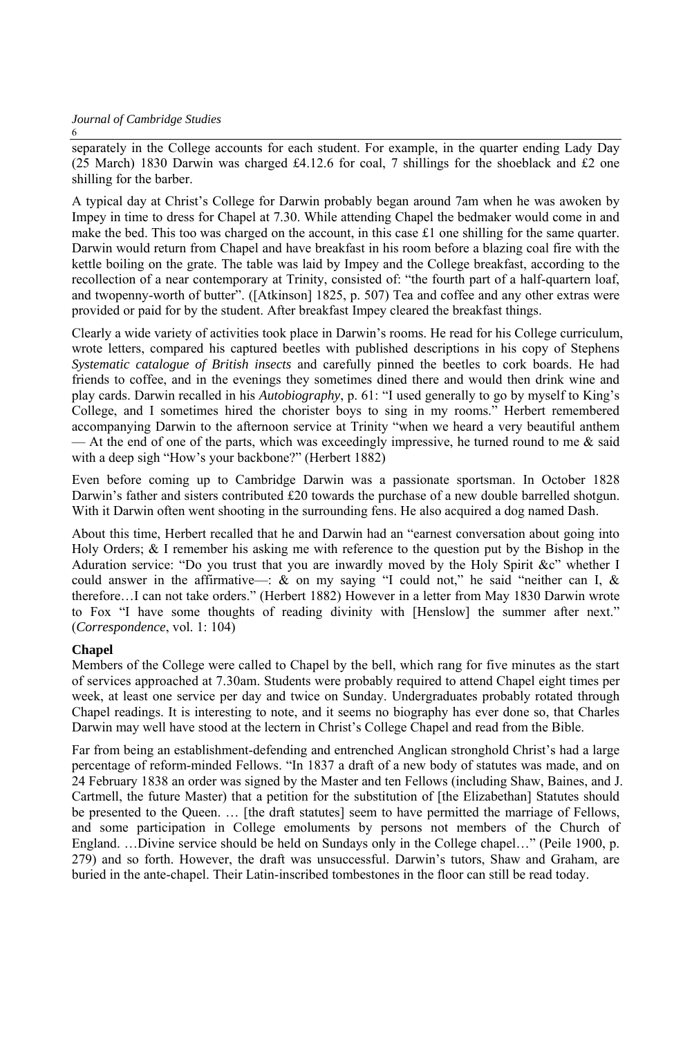separately in the College accounts for each student. For example, in the quarter ending Lady Day (25 March) 1830 Darwin was charged £4.12.6 for coal, 7 shillings for the shoeblack and £2 one shilling for the barber.

A typical day at Christ's College for Darwin probably began around 7am when he was awoken by Impey in time to dress for Chapel at 7.30. While attending Chapel the bedmaker would come in and make the bed. This too was charged on the account, in this case £1 one shilling for the same quarter. Darwin would return from Chapel and have breakfast in his room before a blazing coal fire with the kettle boiling on the grate. The table was laid by Impey and the College breakfast, according to the recollection of a near contemporary at Trinity, consisted of: "the fourth part of a half-quartern loaf, and twopenny-worth of butter". ([Atkinson] 1825, p. 507) Tea and coffee and any other extras were provided or paid for by the student. After breakfast Impey cleared the breakfast things.

Clearly a wide variety of activities took place in Darwin's rooms. He read for his College curriculum, wrote letters, compared his captured beetles with published descriptions in his copy of Stephens *Systematic catalogue of British insects* and carefully pinned the beetles to cork boards. He had friends to coffee, and in the evenings they sometimes dined there and would then drink wine and play cards. Darwin recalled in his *Autobiography*, p. 61: "I used generally to go by myself to King's College, and I sometimes hired the chorister boys to sing in my rooms." Herbert remembered accompanying Darwin to the afternoon service at Trinity "when we heard a very beautiful anthem — At the end of one of the parts, which was exceedingly impressive, he turned round to me & said with a deep sigh "How's your backbone?" (Herbert 1882)

Even before coming up to Cambridge Darwin was a passionate sportsman. In October 1828 Darwin's father and sisters contributed £20 towards the purchase of a new double barrelled shotgun. With it Darwin often went shooting in the surrounding fens. He also acquired a dog named Dash.

About this time, Herbert recalled that he and Darwin had an "earnest conversation about going into Holy Orders; & I remember his asking me with reference to the question put by the Bishop in the Aduration service: "Do you trust that you are inwardly moved by the Holy Spirit &c" whether I could answer in the affirmative—: & on my saying "I could not," he said "neither can I, & therefore…I can not take orders." (Herbert 1882) However in a letter from May 1830 Darwin wrote to Fox "I have some thoughts of reading divinity with [Henslow] the summer after next." (*Correspondence*, vol. 1: 104)

**Chapel**

Members of the College were called to Chapel by the bell, which rang for five minutes as the start of services approached at 7.30am. Students were probably required to attend Chapel eight times per week, at least one service per day and twice on Sunday. Undergraduates probably rotated through Chapel readings. It is interesting to note, and it seems no biography has ever done so, that Charles Darwin may well have stood at the lectern in Christ's College Chapel and read from the Bible.

Far from being an establishment-defending and entrenched Anglican stronghold Christ's had a large percentage of reform-minded Fellows. "In 1837 a draft of a new body of statutes was made, and on 24 February 1838 an order was signed by the Master and ten Fellows (including Shaw, Baines, and J. Cartmell, the future Master) that a petition for the substitution of [the Elizabethan] Statutes should be presented to the Queen. … [the draft statutes] seem to have permitted the marriage of Fellows, and some participation in College emoluments by persons not members of the Church of England. …Divine service should be held on Sundays only in the College chapel…" (Peile 1900, p. 279) and so forth. However, the draft was unsuccessful. Darwin's tutors, Shaw and Graham, are buried in the ante-chapel. Their Latin-inscribed tombestones in the floor can still be read today.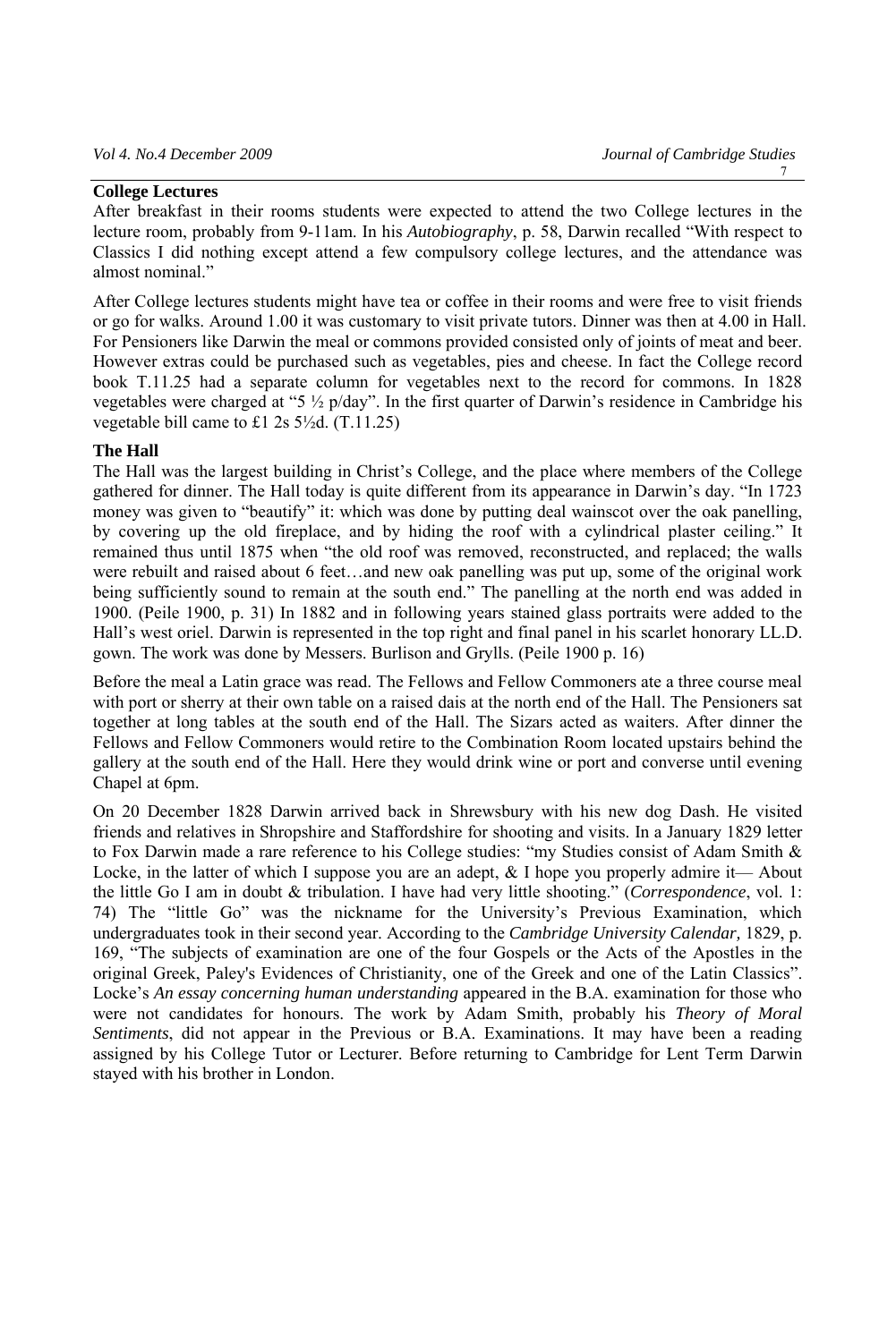**College Lectures**

After breakfast in their rooms students were expected to attend the two College lectures in the lecture room, probably from 9-11am. In his *Autobiography*, p. 58, Darwin recalled "With respect to Classics I did nothing except attend a few compulsory college lectures, and the attendance was almost nominal."

After College lectures students might have tea or coffee in their rooms and were free to visit friends or go for walks. Around 1.00 it was customary to visit private tutors. Dinner was then at 4.00 in Hall. For Pensioners like Darwin the meal or commons provided consisted only of joints of meat and beer. However extras could be purchased such as vegetables, pies and cheese. In fact the College record book T.11.25 had a separate column for vegetables next to the record for commons. In 1828 vegetables were charged at "5 ½ p/day". In the first quarter of Darwin's residence in Cambridge his vegetable bill came to £1 2s 5½d. (T.11.25)

**The Hall**

The Hall was the largest building in Christ's College, and the place where members of the College gathered for dinner. The Hall today is quite different from its appearance in Darwin's day. "In 1723 money was given to "beautify" it: which was done by putting deal wainscot over the oak panelling, by covering up the old fireplace, and by hiding the roof with a cylindrical plaster ceiling." It remained thus until 1875 when "the old roof was removed, reconstructed, and replaced; the walls were rebuilt and raised about 6 feet…and new oak panelling was put up, some of the original work being sufficiently sound to remain at the south end." The panelling at the north end was added in 1900. (Peile 1900, p. 31) In 1882 and in following years stained glass portraits were added to the Hall's west oriel. Darwin is represented in the top right and final panel in his scarlet honorary LL.D. gown. The work was done by Messers. Burlison and Grylls. (Peile 1900 p. 16)

Before the meal a Latin grace was read. The Fellows and Fellow Commoners ate a three course meal with port or sherry at their own table on a raised dais at the north end of the Hall. The Pensioners sat together at long tables at the south end of the Hall. The Sizars acted as waiters. After dinner the Fellows and Fellow Commoners would retire to the Combination Room located upstairs behind the gallery at the south end of the Hall. Here they would drink wine or port and converse until evening Chapel at 6pm.

On 20 December 1828 Darwin arrived back in Shrewsbury with his new dog Dash. He visited friends and relatives in Shropshire and Staffordshire for shooting and visits. In a January 1829 letter to Fox Darwin made a rare reference to his College studies: "my Studies consist of Adam Smith & Locke, in the latter of which I suppose you are an adept, & I hope you properly admire it— About the little Go I am in doubt & tribulation. I have had very little shooting." (*Correspondence*, vol. 1: 74) The "little Go" was the nickname for the University's Previous Examination, which undergraduates took in their second year. According to the *Cambridge University Calendar*, 1829, p. 169, "The subjects of examination are one of the four Gospels or the Acts of the Apostles in the original Greek, Paley's Evidences of Christianity, one of the Greek and one of the Latin Classics". Locke's *An essay concerning human understanding* appeared in the B.A. examination for those who were not candidates for honours. The work by Adam Smith, probably his *Theory of Moral Sentiments*, did not appear in the Previous or B.A. Examinations. It may have been a reading assigned by his College Tutor or Lecturer. Before returning to Cambridge for Lent Term Darwin stayed with his brother in London.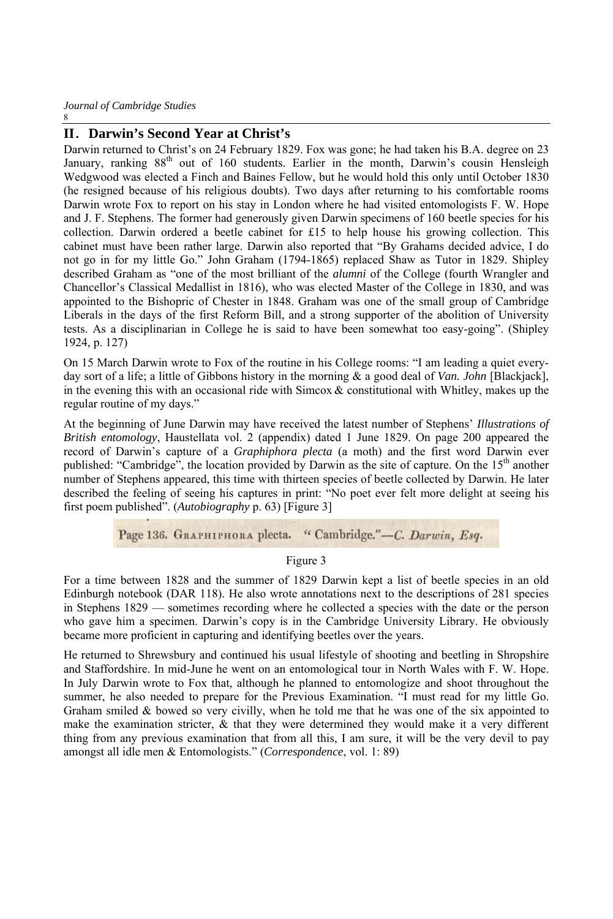## II. Darwin's Second Year at Christ's

Darwin returned to Christ's on 24 February 1829. Fox was gone; he had taken his B.A. degree on 23 January, ranking 88th out of 160 students. Earlier in the month, Darwin's cousin Hensleigh Wedgwood was elected a Finch and Baines Fellow, but he would hold this only until October 1830 (he resigned because of his religious doubts). Two days after returning to his comfortable rooms Darwin wrote Fox to report on his stay in London where he had visited entomologists F. W. Hope and J. F. Stephens. The former had generously given Darwin specimens of 160 beetle species for his collection. Darwin ordered a beetle cabinet for £15 to help house his growing collection. This cabinet must have been rather large. Darwin also reported that "By Grahams decided advice, I do not go in for my little Go." John Graham (1794-1865) replaced Shaw as Tutor in 1829. Shipley described Graham as "one of the most brilliant of the *alumni* of the College (fourth Wrangler and Chancellor's Classical Medallist in 1816), who was elected Master of the College in 1830, and was appointed to the Bishopric of Chester in 1848. Graham was one of the small group of Cambridge Liberals in the days of the first Reform Bill, and a strong supporter of the abolition of University tests. As a disciplinarian in College he is said to have been somewhat too easy-going". (Shipley 1924, p. 127)

On 15 March Darwin wrote to Fox of the routine in his College rooms: "I am leading a quiet every-day sort of a life; a little of Gibbons history in the morning & a good deal of *Van. John* [Blackjack], in the evening this with an occasional ride with Simcox & constitutional with Whitley, makes up the regular routine of my days."

At the beginning of June Darwin may have received the latest number of Stephens' *Illustrations of British entomology*, Haustellata vol. 2 (appendix) dated 1 June 1829. On page 200 appeared the record of Darwin's capture of a *Graphiphora plecta* (a moth) and the first word Darwin ever published: "Cambridge", the location provided by Darwin as the site of capture. On the 15th another number of Stephens appeared, this time with thirteen species of beetle collected by Darwin. He later described the feeling of seeing his captures in print: "No poet ever felt more delight at seeing his first poem published". (*Autobiography* p. 63) [Figure 3]

Page 136. GRAPHIPHORA plecta. "Cambridge."—*C. Darwin, Esq.*

Figure 3

For a time between 1828 and the summer of 1829 Darwin kept a list of beetle species in an old Edinburgh notebook (DAR 118). He also wrote annotations next to the descriptions of 281 species in Stephens 1829 — sometimes recording where he collected a species with the date or the person who gave him a specimen. Darwin's copy is in the Cambridge University Library. He obviously became more proficient in capturing and identifying beetles over the years.

He returned to Shrewsbury and continued his usual lifestyle of shooting and beetling in Shropshire and Staffordshire. In mid-June he went on an entomological tour in North Wales with F. W. Hope. In July Darwin wrote to Fox that, although he planned to entomologize and shoot throughout the summer, he also needed to prepare for the Previous Examination. "I must read for my little Go. Graham smiled & bowed so very civilly, when he told me that he was one of the six appointed to make the examination stricter, & that they were determined they would make it a very different thing from any previous examination that from all this, I am sure, it will be the very devil to pay amongst all idle men & Entomologists." (*Correspondence*, vol. 1: 89)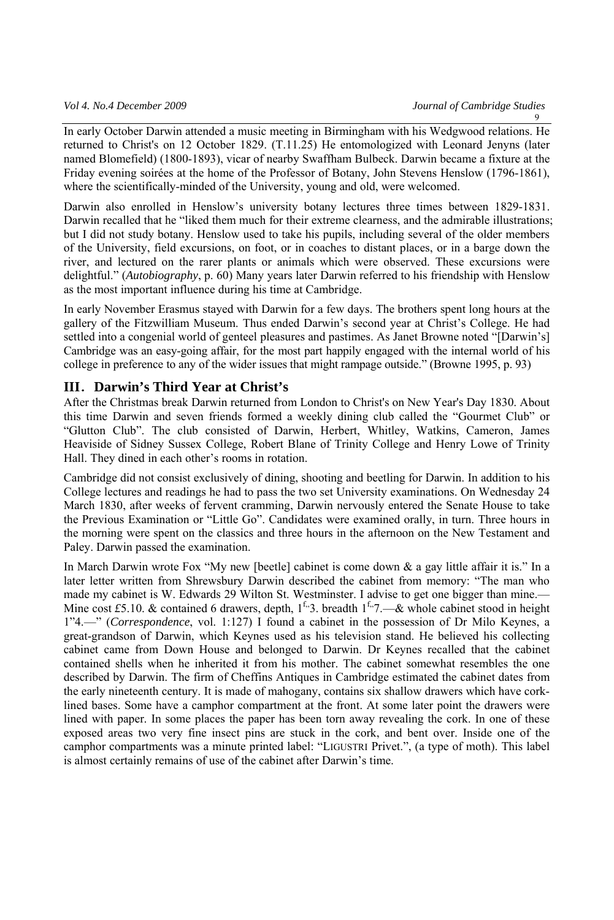In early October Darwin attended a music meeting in Birmingham with his Wedgwood relations. He returned to Christ's on 12 October 1829. (T.11.25) He entomologized with Leonard Jenyns (later named Blomefield) (1800-1893), vicar of nearby Swaffham Bulbeck. Darwin became a fixture at the Friday evening soirées at the home of the Professor of Botany, John Stevens Henslow (1796-1861), where the scientifically-minded of the University, young and old, were welcomed.

Darwin also enrolled in Henslow's university botany lectures three times between 1829-1831. Darwin recalled that he "liked them much for their extreme clearness, and the admirable illustrations; but I did not study botany. Henslow used to take his pupils, including several of the older members of the University, field excursions, on foot, or in coaches to distant places, or in a barge down the river, and lectured on the rarer plants or animals which were observed. These excursions were delightful." (*Autobiography*, p. 60) Many years later Darwin referred to his friendship with Henslow as the most important influence during his time at Cambridge.

In early November Erasmus stayed with Darwin for a few days. The brothers spent long hours at the gallery of the Fitzwilliam Museum. Thus ended Darwin's second year at Christ's College. He had settled into a congenial world of genteel pleasures and pastimes. As Janet Browne noted "[Darwin's] Cambridge was an easy-going affair, for the most part happily engaged with the internal world of his college in preference to any of the wider issues that might rampage outside." (Browne 1995, p. 93)

## III. Darwin's Third Year at Christ's

After the Christmas break Darwin returned from London to Christ's on New Year's Day 1830. About this time Darwin and seven friends formed a weekly dining club called the "Gourmet Club" or "Glutton Club". The club consisted of Darwin, Herbert, Whitley, Watkins, Cameron, James Heaviside of Sidney Sussex College, Robert Blane of Trinity College and Henry Lowe of Trinity Hall. They dined in each other's rooms in rotation.

Cambridge did not consist exclusively of dining, shooting and beetling for Darwin. In addition to his College lectures and readings he had to pass the two set University examinations. On Wednesday 24 March 1830, after weeks of fervent cramming, Darwin nervously entered the Senate House to take the Previous Examination or "Little Go". Candidates were examined orally, in turn. Three hours in the morning were spent on the classics and three hours in the afternoon on the New Testament and Paley. Darwin passed the examination.

In March Darwin wrote Fox "My new [beetle] cabinet is come down & a gay little affair it is." In a later letter written from Shrewsbury Darwin described the cabinet from memory: "The man who made my cabinet is W. Edwards 29 Wilton St. Westminster. I advise to get one bigger than mine.— Mine cost £5.10. & contained 6 drawers, depth, 1f."3. breadth 1f."7.—& whole cabinet stood in height 1"4.—" (*Correspondence*, vol. 1:127) I found a cabinet in the possession of Dr Milo Keynes, a great-grandson of Darwin, which Keynes used as his television stand. He believed his collecting cabinet came from Down House and belonged to Darwin. Dr Keynes recalled that the cabinet contained shells when he inherited it from his mother. The cabinet somewhat resembles the one described by Darwin. The firm of Cheffins Antiques in Cambridge estimated the cabinet dates from the early nineteenth century. It is made of mahogany, contains six shallow drawers which have cork-lined bases. Some have a camphor compartment at the front. At some later point the drawers were lined with paper. In some places the paper has been torn away revealing the cork. In one of these exposed areas two very fine insect pins are stuck in the cork, and bent over. Inside one of the camphor compartments was a minute printed label: "LIGUSTRI Privet.", (a type of moth). This label is almost certainly remains of use of the cabinet after Darwin's time.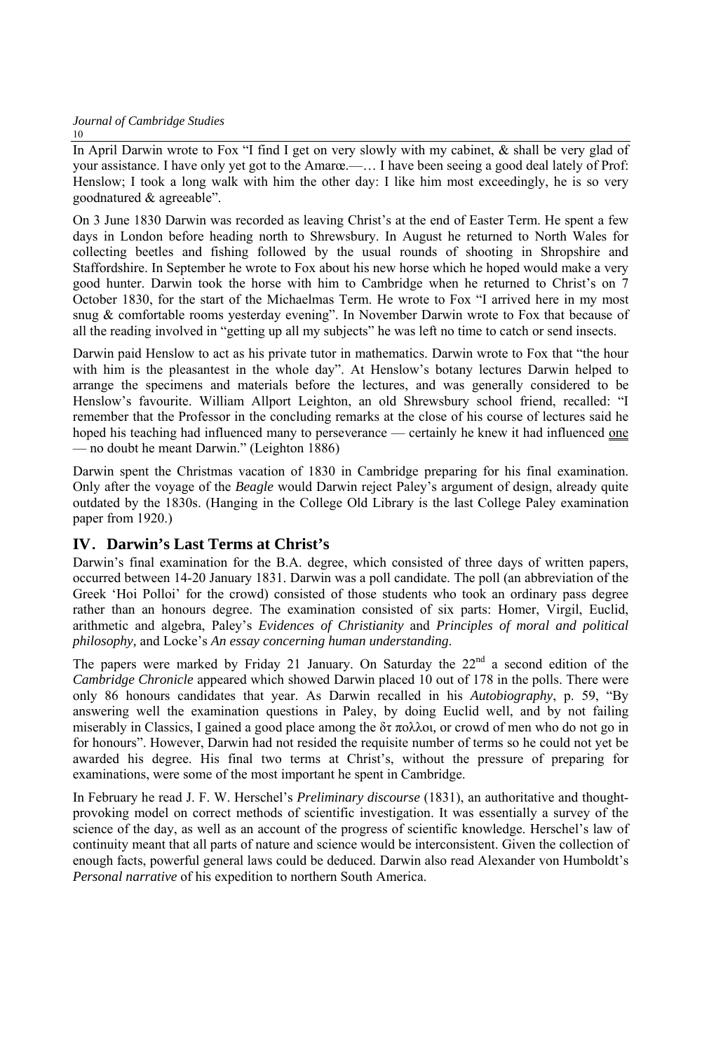In April Darwin wrote to Fox "I find I get on very slowly with my cabinet, & shall be very glad of your assistance. I have only yet got to the Amarœ.—… I have been seeing a good deal lately of Prof: Henslow; I took a long walk with him the other day: I like him most exceedingly, he is so very goodnatured & agreeable".

On 3 June 1830 Darwin was recorded as leaving Christ's at the end of Easter Term. He spent a few days in London before heading north to Shrewsbury. In August he returned to North Wales for collecting beetles and fishing followed by the usual rounds of shooting in Shropshire and Staffordshire. In September he wrote to Fox about his new horse which he hoped would make a very good hunter. Darwin took the horse with him to Cambridge when he returned to Christ's on 7 October 1830, for the start of the Michaelmas Term. He wrote to Fox "I arrived here in my most snug & comfortable rooms yesterday evening". In November Darwin wrote to Fox that because of all the reading involved in "getting up all my subjects" he was left no time to catch or send insects.

Darwin paid Henslow to act as his private tutor in mathematics. Darwin wrote to Fox that "the hour with him is the pleasantest in the whole day". At Henslow's botany lectures Darwin helped to arrange the specimens and materials before the lectures, and was generally considered to be Henslow's favourite. William Allport Leighton, an old Shrewsbury school friend, recalled: "I remember that the Professor in the concluding remarks at the close of his course of lectures said he hoped his teaching had influenced many to perseverance — certainly he knew it had influenced one — no doubt he meant Darwin." (Leighton 1886)

Darwin spent the Christmas vacation of 1830 in Cambridge preparing for his final examination. Only after the voyage of the *Beagle* would Darwin reject Paley's argument of design, already quite outdated by the 1830s. (Hanging in the College Old Library is the last College Paley examination paper from 1920.)

## IV. Darwin's Last Terms at Christ's

Darwin's final examination for the B.A. degree, which consisted of three days of written papers, occurred between 14-20 January 1831. Darwin was a poll candidate. The poll (an abbreviation of the Greek 'Hoi Polloi' for the crowd) consisted of those students who took an ordinary pass degree rather than an honours degree. The examination consisted of six parts: Homer, Virgil, Euclid, arithmetic and algebra, Paley's *Evidences of Christianity* and *Principles of moral and political philosophy,* and Locke's *An essay concerning human understanding*.

The papers were marked by Friday 21 January. On Saturday the 22nd a second edition of the *Cambridge Chronicle* appeared which showed Darwin placed 10 out of 178 in the polls. There were only 86 honours candidates that year. As Darwin recalled in his *Autobiography*, p. 59, "By answering well the examination questions in Paley, by doing Euclid well, and by not failing miserably in Classics, I gained a good place among the δτ πολλοι, or crowd of men who do not go in for honours". However, Darwin had not resided the requisite number of terms so he could not yet be awarded his degree. His final two terms at Christ's, without the pressure of preparing for examinations, were some of the most important he spent in Cambridge.

In February he read J. F. W. Herschel's *Preliminary discourse* (1831), an authoritative and thought-provoking model on correct methods of scientific investigation. It was essentially a survey of the science of the day, as well as an account of the progress of scientific knowledge. Herschel's law of continuity meant that all parts of nature and science would be interconsistent. Given the collection of enough facts, powerful general laws could be deduced. Darwin also read Alexander von Humboldt's *Personal narrative* of his expedition to northern South America.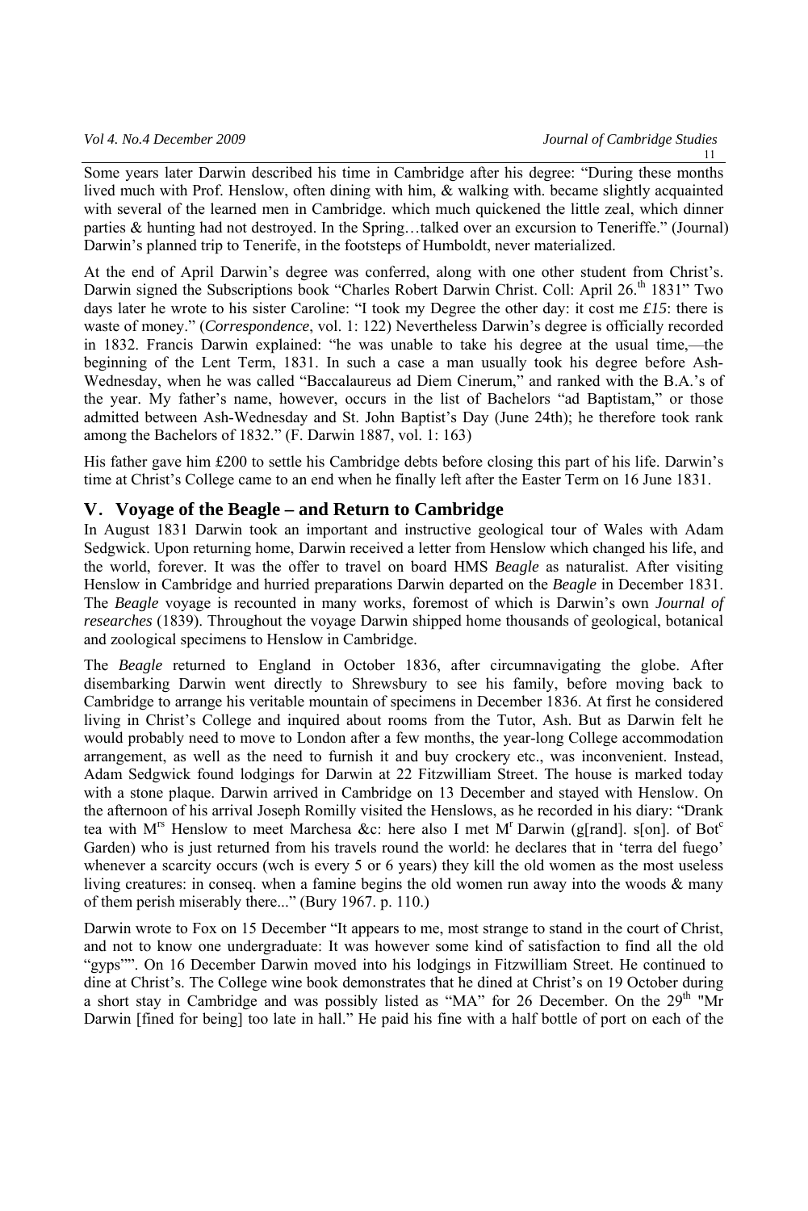Some years later Darwin described his time in Cambridge after his degree: "During these months lived much with Prof. Henslow, often dining with him, & walking with. became slightly acquainted with several of the learned men in Cambridge. which much quickened the little zeal, which dinner parties & hunting had not destroyed. In the Spring…talked over an excursion to Teneriffe." (Journal) Darwin's planned trip to Tenerife, in the footsteps of Humboldt, never materialized.

At the end of April Darwin's degree was conferred, along with one other student from Christ's. Darwin signed the Subscriptions book "Charles Robert Darwin Christ. Coll: April 26.th 1831" Two days later he wrote to his sister Caroline: "I took my Degree the other day: it cost me *£15*: there is waste of money." (*Correspondence*, vol. 1: 122) Nevertheless Darwin's degree is officially recorded in 1832. Francis Darwin explained: "he was unable to take his degree at the usual time,—the beginning of the Lent Term, 1831. In such a case a man usually took his degree before Ash-Wednesday, when he was called "Baccalaureus ad Diem Cinerum," and ranked with the B.A.'s of the year. My father's name, however, occurs in the list of Bachelors "ad Baptistam," or those admitted between Ash-Wednesday and St. John Baptist's Day (June 24th); he therefore took rank among the Bachelors of 1832." (F. Darwin 1887, vol. 1: 163)

His father gave him £200 to settle his Cambridge debts before closing this part of his life. Darwin's time at Christ's College came to an end when he finally left after the Easter Term on 16 June 1831.

## V. Voyage of the Beagle – and Return to Cambridge

In August 1831 Darwin took an important and instructive geological tour of Wales with Adam Sedgwick. Upon returning home, Darwin received a letter from Henslow which changed his life, and the world, forever. It was the offer to travel on board HMS *Beagle* as naturalist. After visiting Henslow in Cambridge and hurried preparations Darwin departed on the *Beagle* in December 1831. The *Beagle* voyage is recounted in many works, foremost of which is Darwin's own *Journal of researches* (1839). Throughout the voyage Darwin shipped home thousands of geological, botanical and zoological specimens to Henslow in Cambridge.

The *Beagle* returned to England in October 1836, after circumnavigating the globe. After disembarking Darwin went directly to Shrewsbury to see his family, before moving back to Cambridge to arrange his veritable mountain of specimens in December 1836. At first he considered living in Christ's College and inquired about rooms from the Tutor, Ash. But as Darwin felt he would probably need to move to London after a few months, the year-long College accommodation arrangement, as well as the need to furnish it and buy crockery etc., was inconvenient. Instead, Adam Sedgwick found lodgings for Darwin at 22 Fitzwilliam Street. The house is marked today with a stone plaque. Darwin arrived in Cambridge on 13 December and stayed with Henslow. On the afternoon of his arrival Joseph Romilly visited the Henslows, as he recorded in his diary: "Drank tea with Mrs Henslow to meet Marchesa &c: here also I met Mr Darwin (g[rand]. s[on]. of Botc Garden) who is just returned from his travels round the world: he declares that in 'terra del fuego' whenever a scarcity occurs (wch is every 5 or 6 years) they kill the old women as the most useless living creatures: in conseq. when a famine begins the old women run away into the woods & many of them perish miserably there..." (Bury 1967. p. 110.)

Darwin wrote to Fox on 15 December "It appears to me, most strange to stand in the court of Christ, and not to know one undergraduate: It was however some kind of satisfaction to find all the old "gyps"". On 16 December Darwin moved into his lodgings in Fitzwilliam Street. He continued to dine at Christ's. The College wine book demonstrates that he dined at Christ's on 19 October during a short stay in Cambridge and was possibly listed as "MA" for 26 December. On the 29th "Mr Darwin [fined for being] too late in hall." He paid his fine with a half bottle of port on each of the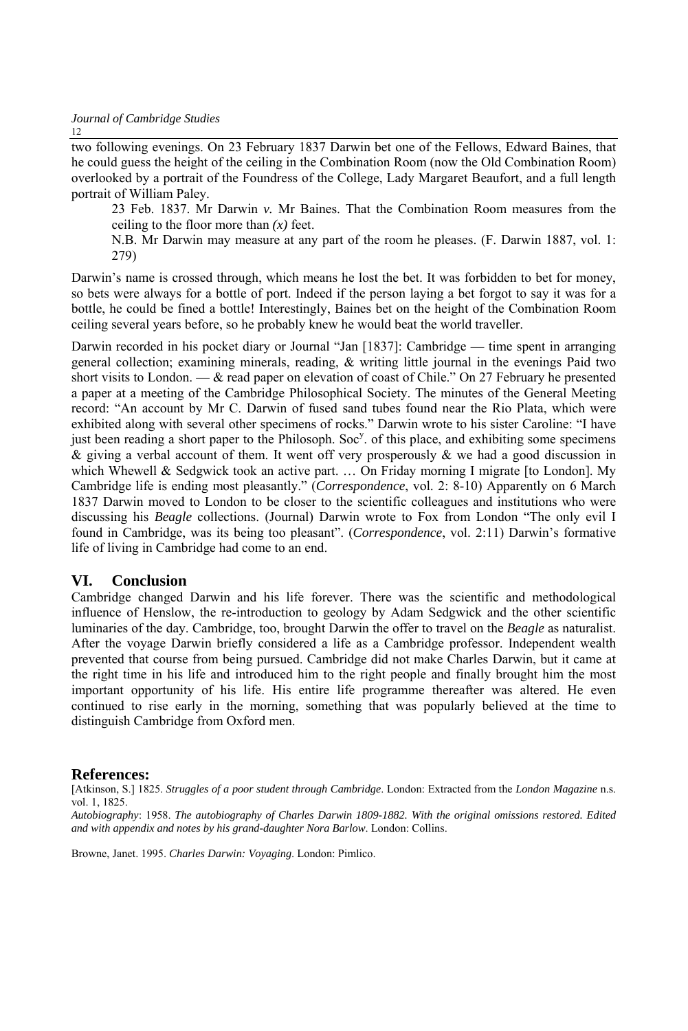two following evenings. On 23 February 1837 Darwin bet one of the Fellows, Edward Baines, that he could guess the height of the ceiling in the Combination Room (now the Old Combination Room) overlooked by a portrait of the Foundress of the College, Lady Margaret Beaufort, and a full length portrait of William Paley.

> 23 Feb. 1837. Mr Darwin *v.* Mr Baines. That the Combination Room measures from the ceiling to the floor more than *(x)* feet.
>
> N.B. Mr Darwin may measure at any part of the room he pleases. (F. Darwin 1887, vol. 1: 279)

Darwin's name is crossed through, which means he lost the bet. It was forbidden to bet for money, so bets were always for a bottle of port. Indeed if the person laying a bet forgot to say it was for a bottle, he could be fined a bottle! Interestingly, Baines bet on the height of the Combination Room ceiling several years before, so he probably knew he would beat the world traveller.

Darwin recorded in his pocket diary or Journal "Jan [1837]: Cambridge — time spent in arranging general collection; examining minerals, reading, & writing little journal in the evenings Paid two short visits to London. — & read paper on elevation of coast of Chile." On 27 February he presented a paper at a meeting of the Cambridge Philosophical Society. The minutes of the General Meeting record: "An account by Mr C. Darwin of fused sand tubes found near the Rio Plata, which were exhibited along with several other specimens of rocks." Darwin wrote to his sister Caroline: "I have just been reading a short paper to the Philosoph. Soc[y]. of this place, and exhibiting some specimens & giving a verbal account of them. It went off very prosperously & we had a good discussion in which Whewell & Sedgwick took an active part. … On Friday morning I migrate [to London]. My Cambridge life is ending most pleasantly." (*Correspondence*, vol. 2: 8-10) Apparently on 6 March 1837 Darwin moved to London to be closer to the scientific colleagues and institutions who were discussing his *Beagle* collections. (Journal) Darwin wrote to Fox from London "The only evil I found in Cambridge, was its being too pleasant". (*Correspondence*, vol. 2:11) Darwin's formative life of living in Cambridge had come to an end.

## VI. Conclusion

Cambridge changed Darwin and his life forever. There was the scientific and methodological influence of Henslow, the re-introduction to geology by Adam Sedgwick and the other scientific luminaries of the day. Cambridge, too, brought Darwin the offer to travel on the *Beagle* as naturalist. After the voyage Darwin briefly considered a life as a Cambridge professor. Independent wealth prevented that course from being pursued. Cambridge did not make Charles Darwin, but it came at the right time in his life and introduced him to the right people and finally brought him the most important opportunity of his life. His entire life programme thereafter was altered. He even continued to rise early in the morning, something that was popularly believed at the time to distinguish Cambridge from Oxford men.

## References:

[Atkinson, S.] 1825. *Struggles of a poor student through Cambridge*. London: Extracted from the *London Magazine* n.s. vol. 1, 1825.

*Autobiography*: 1958. *The autobiography of Charles Darwin 1809-1882. With the original omissions restored. Edited and with appendix and notes by his grand-daughter Nora Barlow*. London: Collins.

Browne, Janet. 1995. *Charles Darwin: Voyaging*. London: Pimlico.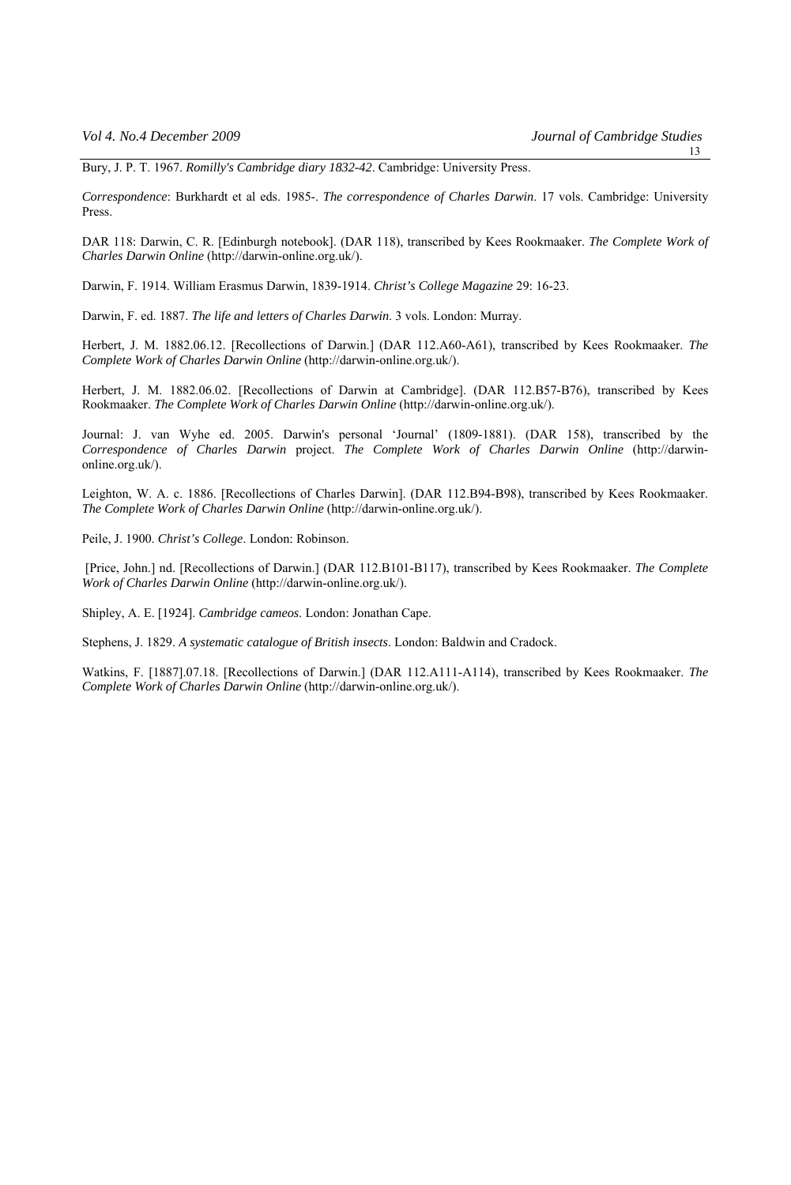Bury, J. P. T. 1967. *Romilly's Cambridge diary 1832-42*. Cambridge: University Press.

*Correspondence*: Burkhardt et al eds. 1985-. *The correspondence of Charles Darwin*. 17 vols. Cambridge: University Press.

DAR 118: Darwin, C. R. [Edinburgh notebook]. (DAR 118), transcribed by Kees Rookmaaker. *The Complete Work of Charles Darwin Online* (http://darwin-online.org.uk/).

Darwin, F. 1914. William Erasmus Darwin, 1839-1914. *Christ's College Magazine* 29: 16-23.

Darwin, F. ed. 1887. *The life and letters of Charles Darwin*. 3 vols. London: Murray.

Herbert, J. M. 1882.06.12. [Recollections of Darwin.] (DAR 112.A60-A61), transcribed by Kees Rookmaaker. *The Complete Work of Charles Darwin Online* (http://darwin-online.org.uk/).

Herbert, J. M. 1882.06.02. [Recollections of Darwin at Cambridge]. (DAR 112.B57-B76), transcribed by Kees Rookmaaker. *The Complete Work of Charles Darwin Online* (http://darwin-online.org.uk/).

Journal: J. van Wyhe ed. 2005. Darwin's personal 'Journal' (1809-1881). (DAR 158), transcribed by the *Correspondence of Charles Darwin* project. *The Complete Work of Charles Darwin Online* (http://darwin-online.org.uk/).

Leighton, W. A. c. 1886. [Recollections of Charles Darwin]. (DAR 112.B94-B98), transcribed by Kees Rookmaaker. *The Complete Work of Charles Darwin Online* (http://darwin-online.org.uk/).

Peile, J. 1900. *Christ's College*. London: Robinson.

[Price, John.] nd. [Recollections of Darwin.] (DAR 112.B101-B117), transcribed by Kees Rookmaaker. *The Complete Work of Charles Darwin Online* (http://darwin-online.org.uk/).

Shipley, A. E. [1924]. *Cambridge cameos*. London: Jonathan Cape.

Stephens, J. 1829. *A systematic catalogue of British insects*. London: Baldwin and Cradock.

Watkins, F. [1887].07.18. [Recollections of Darwin.] (DAR 112.A111-A114), transcribed by Kees Rookmaaker. *The Complete Work of Charles Darwin Online* (http://darwin-online.org.uk/).